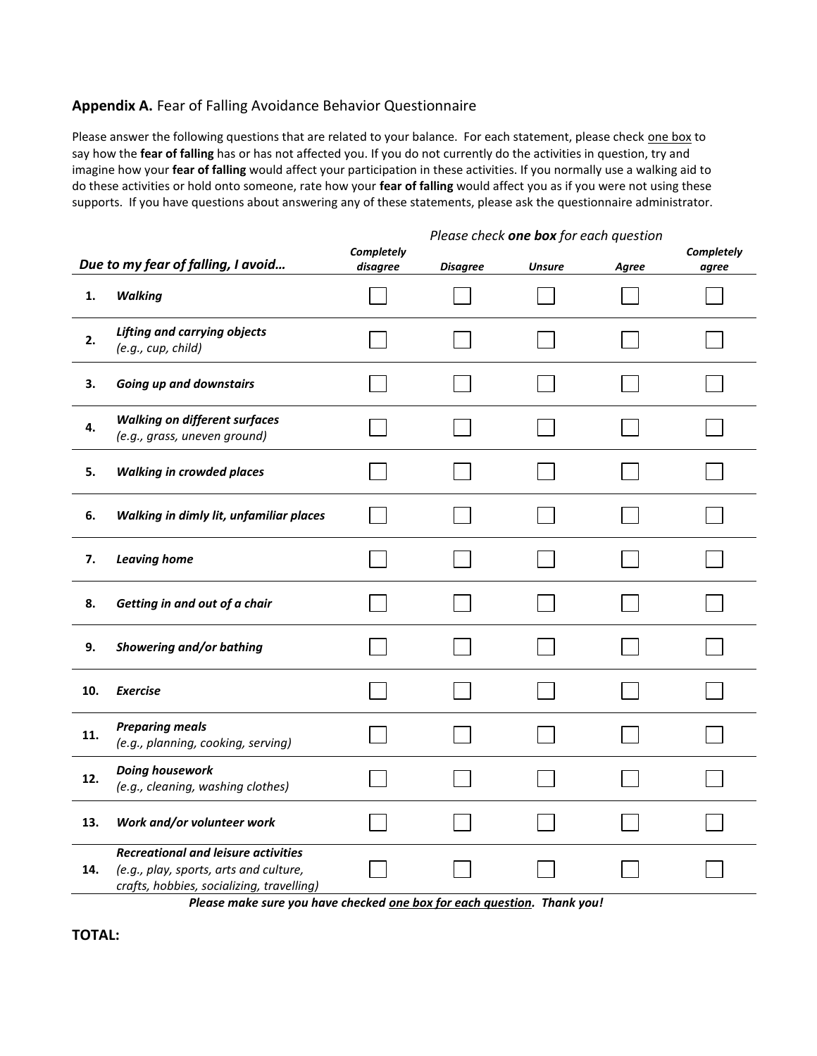**Appendix A.** Fear of Falling Avoidance Behavior Questionnaire

Please answer the following questions that are related to your balance. For each statement, please check one box to say how the **fear of falling** has or has not affected you. If you do not currently do the activities in question, try and imagine how your **fear of falling** would affect your participation in these activities. If you normally use a walking aid to do these activities or hold onto someone, rate how your **fear of falling** would affect you as if you were not using these supports. If you have questions about answering any of these statements, please ask the questionnaire administrator.

| | | *Please check **one box** for each question* | | | | |
|---|---|---|---|---|---|---|
| | ***Due to my fear of falling, I avoid…*** | ***Completely disagree*** | ***Disagree*** | ***Unsure*** | ***Agree*** | ***Completely agree*** |
| **1.** | ***Walking*** | ☐ | ☐ | ☐ | ☐ | ☐ |
| **2.** | ***Lifting and carrying objects*** *(e.g., cup, child)* | ☐ | ☐ | ☐ | ☐ | ☐ |
| **3.** | ***Going up and downstairs*** | ☐ | ☐ | ☐ | ☐ | ☐ |
| **4.** | ***Walking on different surfaces*** *(e.g., grass, uneven ground)* | ☐ | ☐ | ☐ | ☐ | ☐ |
| **5.** | ***Walking in crowded places*** | ☐ | ☐ | ☐ | ☐ | ☐ |
| **6.** | ***Walking in dimly lit, unfamiliar places*** | ☐ | ☐ | ☐ | ☐ | ☐ |
| **7.** | ***Leaving home*** | ☐ | ☐ | ☐ | ☐ | ☐ |
| **8.** | ***Getting in and out of a chair*** | ☐ | ☐ | ☐ | ☐ | ☐ |
| **9.** | ***Showering and/or bathing*** | ☐ | ☐ | ☐ | ☐ | ☐ |
| **10.** | ***Exercise*** | ☐ | ☐ | ☐ | ☐ | ☐ |
| **11.** | ***Preparing meals*** *(e.g., planning, cooking, serving)* | ☐ | ☐ | ☐ | ☐ | ☐ |
| **12.** | ***Doing housework*** *(e.g., cleaning, washing clothes)* | ☐ | ☐ | ☐ | ☐ | ☐ |
| **13.** | ***Work and/or volunteer work*** | ☐ | ☐ | ☐ | ☐ | ☐ |
| **14.** | ***Recreational and leisure activities*** *(e.g., play, sports, arts and culture, crafts, hobbies, socializing, travelling)* | ☐ | ☐ | ☐ | ☐ | ☐ |

***Please make sure you have checked one box for each question. Thank you!***

**TOTAL:**